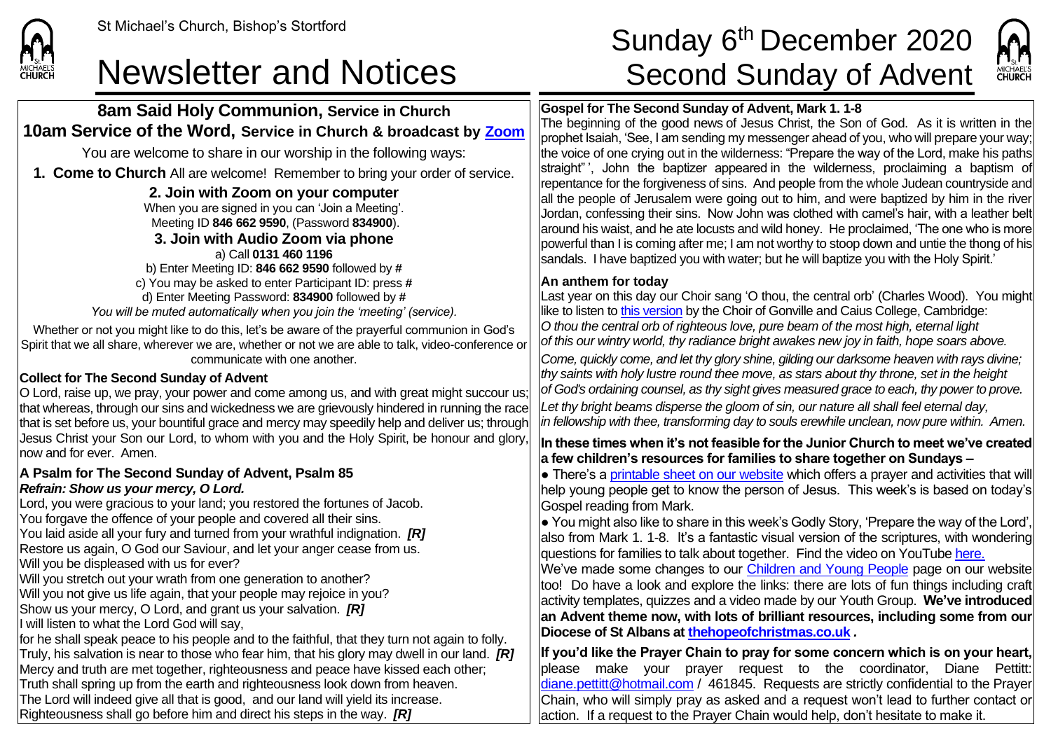St Michael's Church, Bishop's Stortford

# Newsletter and Notices

# Sunday 6th December 2020 Second Sunday of Advent

## 8am Said Holy Communion, Service in Church
## 10am Service of the Word, Service in Church & broadcast by Zoom

You are welcome to share in our worship in the following ways:

**1. Come to Church** All are welcome! Remember to bring your order of service.

**2. Join with Zoom on your computer**

When you are signed in you can 'Join a Meeting'.
Meeting ID **846 662 9590**, (Password **834900**).

**3. Join with Audio Zoom via phone**

a) Call **0131 460 1196**
b) Enter Meeting ID: **846 662 9590** followed by **#**
c) You may be asked to enter Participant ID: press **#**
d) Enter Meeting Password: **834900** followed by **#**
*You will be muted automatically when you join the 'meeting' (service).*

Whether or not you might like to do this, let's be aware of the prayerful communion in God's Spirit that we all share, wherever we are, whether or not we are able to talk, video-conference or communicate with one another.

**Collect for The Second Sunday of Advent**

O Lord, raise up, we pray, your power and come among us, and with great might succour us; that whereas, through our sins and wickedness we are grievously hindered in running the race that is set before us, your bountiful grace and mercy may speedily help and deliver us; through Jesus Christ your Son our Lord, to whom with you and the Holy Spirit, be honour and glory, now and for ever. Amen.

**A Psalm for The Second Sunday of Advent, Psalm 85**
***Refrain: Show us your mercy, O Lord.***

Lord, you were gracious to your land; you restored the fortunes of Jacob.
You forgave the offence of your people and covered all their sins.
You laid aside all your fury and turned from your wrathful indignation. ***[R]***
Restore us again, O God our Saviour, and let your anger cease from us.
Will you be displeased with us for ever?
Will you stretch out your wrath from one generation to another?
Will you not give us life again, that your people may rejoice in you?
Show us your mercy, O Lord, and grant us your salvation. ***[R]***
I will listen to what the Lord God will say,
for he shall speak peace to his people and to the faithful, that they turn not again to folly.
Truly, his salvation is near to those who fear him, that his glory may dwell in our land. ***[R]***
Mercy and truth are met together, righteousness and peace have kissed each other;
Truth shall spring up from the earth and righteousness look down from heaven.
The Lord will indeed give all that is good, and our land will yield its increase.
Righteousness shall go before him and direct his steps in the way. ***[R]***

**Gospel for The Second Sunday of Advent, Mark 1. 1-8**

The beginning of the good news of Jesus Christ, the Son of God. As it is written in the prophet Isaiah, 'See, I am sending my messenger ahead of you, who will prepare your way; the voice of one crying out in the wilderness: "Prepare the way of the Lord, make his paths straight" ', John the baptizer appeared in the wilderness, proclaiming a baptism of repentance for the forgiveness of sins. And people from the whole Judean countryside and all the people of Jerusalem were going out to him, and were baptized by him in the river Jordan, confessing their sins. Now John was clothed with camel's hair, with a leather belt around his waist, and he ate locusts and wild honey. He proclaimed, 'The one who is more powerful than I is coming after me; I am not worthy to stoop down and untie the thong of his sandals. I have baptized you with water; but he will baptize you with the Holy Spirit.'

**An anthem for today**

Last year on this day our Choir sang 'O thou, the central orb' (Charles Wood). You might like to listen to this version by the Choir of Gonville and Caius College, Cambridge:

*O thou the central orb of righteous love, pure beam of the most high, eternal light of this our wintry world, thy radiance bright awakes new joy in faith, hope soars above.*

*Come, quickly come, and let thy glory shine, gilding our darksome heaven with rays divine; thy saints with holy lustre round thee move, as stars about thy throne, set in the height of God's ordaining counsel, as thy sight gives measured grace to each, thy power to prove.*

*Let thy bright beams disperse the gloom of sin, our nature all shall feel eternal day, in fellowship with thee, transforming day to souls erewhile unclean, now pure within. Amen.*

**In these times when it's not feasible for the Junior Church to meet we've created a few children's resources for families to share together on Sundays –**

● There's a printable sheet on our website which offers a prayer and activities that will help young people get to know the person of Jesus. This week's is based on today's Gospel reading from Mark.

● You might also like to share in this week's Godly Story, 'Prepare the way of the Lord', also from Mark 1. 1-8. It's a fantastic visual version of the scriptures, with wondering questions for families to talk about together. Find the video on YouTube here.

We've made some changes to our Children and Young People page on our website too! Do have a look and explore the links: there are lots of fun things including craft activity templates, quizzes and a video made by our Youth Group. **We've introduced an Advent theme now, with lots of brilliant resources, including some from our Diocese of St Albans at thehopeofchristmas.co.uk** *.*

**If you'd like the Prayer Chain to pray for some concern which is on your heart,** please make your prayer request to the coordinator, Diane Pettitt: diane.pettitt@hotmail.com / 461845. Requests are strictly confidential to the Prayer Chain, who will simply pray as asked and a request won't lead to further contact or action. If a request to the Prayer Chain would help, don't hesitate to make it.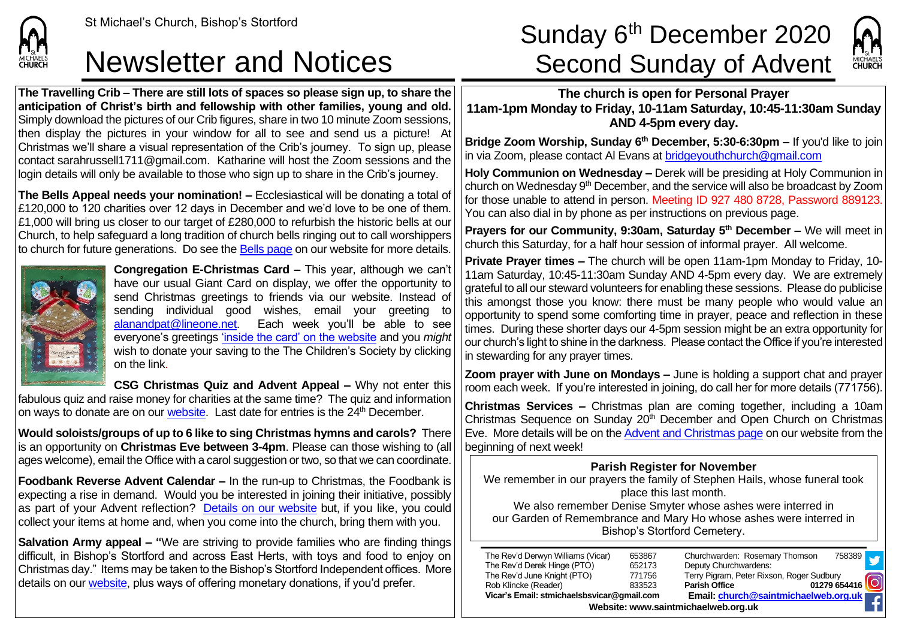St Michael's Church, Bishop's Stortford

# Newsletter and Notices

# Sunday 6th December 2020 Second Sunday of Advent

**The Travelling Crib – There are still lots of spaces so please sign up, to share the anticipation of Christ's birth and fellowship with other families, young and old.** Simply download the pictures of our Crib figures, share in two 10 minute Zoom sessions, then display the pictures in your window for all to see and send us a picture! At Christmas we'll share a visual representation of the Crib's journey. To sign up, please contact sarahrussell1711@gmail.com. Katharine will host the Zoom sessions and the login details will only be available to those who sign up to share in the Crib's journey.

**The Bells Appeal needs your nomination! –** Ecclesiastical will be donating a total of £120,000 to 120 charities over 12 days in December and we'd love to be one of them. £1,000 will bring us closer to our target of £280,000 to refurbish the historic bells at our Church, to help safeguard a long tradition of church bells ringing out to call worshippers to church for future generations. Do see the Bells page on our website for more details.

**Congregation E-Christmas Card –** This year, although we can't have our usual Giant Card on display, we offer the opportunity to send Christmas greetings to friends via our website. Instead of sending individual good wishes, email your greeting to alanandpat@lineone.net. Each week you'll be able to see everyone's greetings 'inside the card' on the website and you *might* wish to donate your saving to the The Children's Society by clicking on the link.

**CSG Christmas Quiz and Advent Appeal –** Why not enter this fabulous quiz and raise money for charities at the same time? The quiz and information on ways to donate are on our website. Last date for entries is the 24th December.

**Would soloists/groups of up to 6 like to sing Christmas hymns and carols?** There is an opportunity on **Christmas Eve between 3-4pm**. Please can those wishing to (all ages welcome), email the Office with a carol suggestion or two, so that we can coordinate.

**Foodbank Reverse Advent Calendar –** In the run-up to Christmas, the Foodbank is expecting a rise in demand. Would you be interested in joining their initiative, possibly as part of your Advent reflection? Details on our website but, if you like, you could collect your items at home and, when you come into the church, bring them with you.

**Salvation Army appeal – "**We are striving to provide families who are finding things difficult, in Bishop's Stortford and across East Herts, with toys and food to enjoy on Christmas day." Items may be taken to the Bishop's Stortford Independent offices. More details on our website, plus ways of offering monetary donations, if you'd prefer.

**The church is open for Personal Prayer**
**11am-1pm Monday to Friday, 10-11am Saturday, 10:45-11:30am Sunday AND 4-5pm every day.**

**Bridge Zoom Worship, Sunday 6th December, 5:30-6:30pm –** If you'd like to join in via Zoom, please contact Al Evans at bridgeyouthchurch@gmail.com

**Holy Communion on Wednesday –** Derek will be presiding at Holy Communion in church on Wednesday 9th December, and the service will also be broadcast by Zoom for those unable to attend in person. Meeting ID 927 480 8728, Password 889123. You can also dial in by phone as per instructions on previous page.

**Prayers for our Community, 9:30am, Saturday 5th December –** We will meet in church this Saturday, for a half hour session of informal prayer. All welcome.

**Private Prayer times –** The church will be open 11am-1pm Monday to Friday, 10-11am Saturday, 10:45-11:30am Sunday AND 4-5pm every day. We are extremely grateful to all our steward volunteers for enabling these sessions. Please do publicise this amongst those you know: there must be many people who would value an opportunity to spend some comforting time in prayer, peace and reflection in these times. During these shorter days our 4-5pm session might be an extra opportunity for our church's light to shine in the darkness. Please contact the Office if you're interested in stewarding for any prayer times.

**Zoom prayer with June on Mondays –** June is holding a support chat and prayer room each week. If you're interested in joining, do call her for more details (771756).

**Christmas Services –** Christmas plan are coming together, including a 10am Christmas Sequence on Sunday 20th December and Open Church on Christmas Eve. More details will be on the Advent and Christmas page on our website from the beginning of next week!

**Parish Register for November**

We remember in our prayers the family of Stephen Hails, whose funeral took place this last month.

We also remember Denise Smyter whose ashes were interred in our Garden of Remembrance and Mary Ho whose ashes were interred in Bishop's Stortford Cemetery.

| | | | |
|---|---|---|---|
| The Rev'd Derwyn Williams (Vicar) | 653867 | Churchwarden: Rosemary Thomson | 758389 |
| The Rev'd Derek Hinge (PTO) | 652173 | Deputy Churchwardens: | |
| The Rev'd June Knight (PTO) | 771756 | Terry Pigram, Peter Rixson, Roger Sudbury | |
| Rob Klincke (Reader) | 833523 | **Parish Office** | **01279 654416** |
| **Vicar's Email: stmichaelsbsvicar@gmail.com** | | **Email: church@saintmichaelweb.org.uk** | |

**Website: www.saintmichaelweb.org.uk**